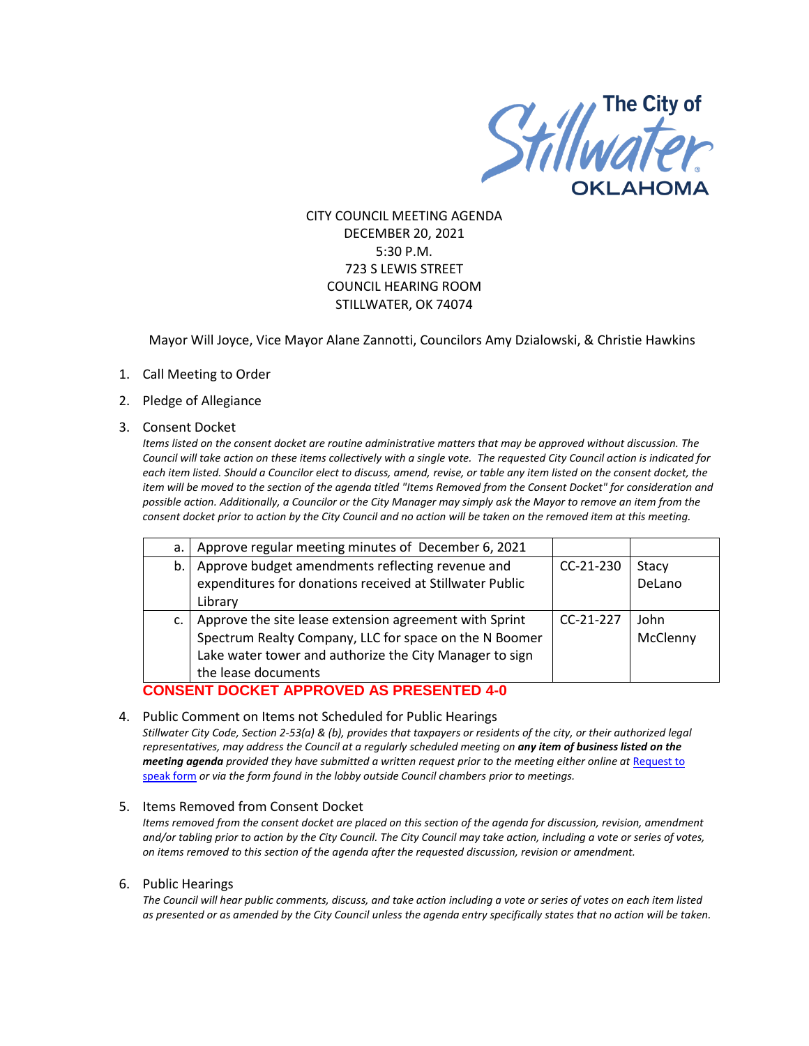The City of Stillwater OKLAHOMA

CITY COUNCIL MEETING AGENDA
DECEMBER 20, 2021
5:30 P.M.
723 S LEWIS STREET
COUNCIL HEARING ROOM
STILLWATER, OK 74074

Mayor Will Joyce, Vice Mayor Alane Zannotti, Councilors Amy Dzialowski, & Christie Hawkins

1. Call Meeting to Order

2. Pledge of Allegiance

3. Consent Docket

   *Items listed on the consent docket are routine administrative matters that may be approved without discussion. The Council will take action on these items collectively with a single vote. The requested City Council action is indicated for each item listed. Should a Councilor elect to discuss, amend, revise, or table any item listed on the consent docket, the item will be moved to the section of the agenda titled "Items Removed from the Consent Docket" for consideration and possible action. Additionally, a Councilor or the City Manager may simply ask the Mayor to remove an item from the consent docket prior to action by the City Council and no action will be taken on the removed item at this meeting.*

| | | | |
|---|---|---|---|
| a. | Approve regular meeting minutes of December 6, 2021 | | |
| b. | Approve budget amendments reflecting revenue and expenditures for donations received at Stillwater Public Library | CC-21-230 | Stacy DeLano |
| c. | Approve the site lease extension agreement with Sprint Spectrum Realty Company, LLC for space on the N Boomer Lake water tower and authorize the City Manager to sign the lease documents | CC-21-227 | John McClenny |

   **CONSENT DOCKET APPROVED AS PRESENTED 4-0**

4. Public Comment on Items not Scheduled for Public Hearings

   *Stillwater City Code, Section 2-53(a) & (b), provides that taxpayers or residents of the city, or their authorized legal representatives, may address the Council at a regularly scheduled meeting on* ***any item of business listed on the meeting agenda*** *provided they have submitted a written request prior to the meeting either online at [Request to speak form]() or via the form found in the lobby outside Council chambers prior to meetings.*

5. Items Removed from Consent Docket

   *Items removed from the consent docket are placed on this section of the agenda for discussion, revision, amendment and/or tabling prior to action by the City Council. The City Council may take action, including a vote or series of votes, on items removed to this section of the agenda after the requested discussion, revision or amendment.*

6. Public Hearings

   *The Council will hear public comments, discuss, and take action including a vote or series of votes on each item listed as presented or as amended by the City Council unless the agenda entry specifically states that no action will be taken.*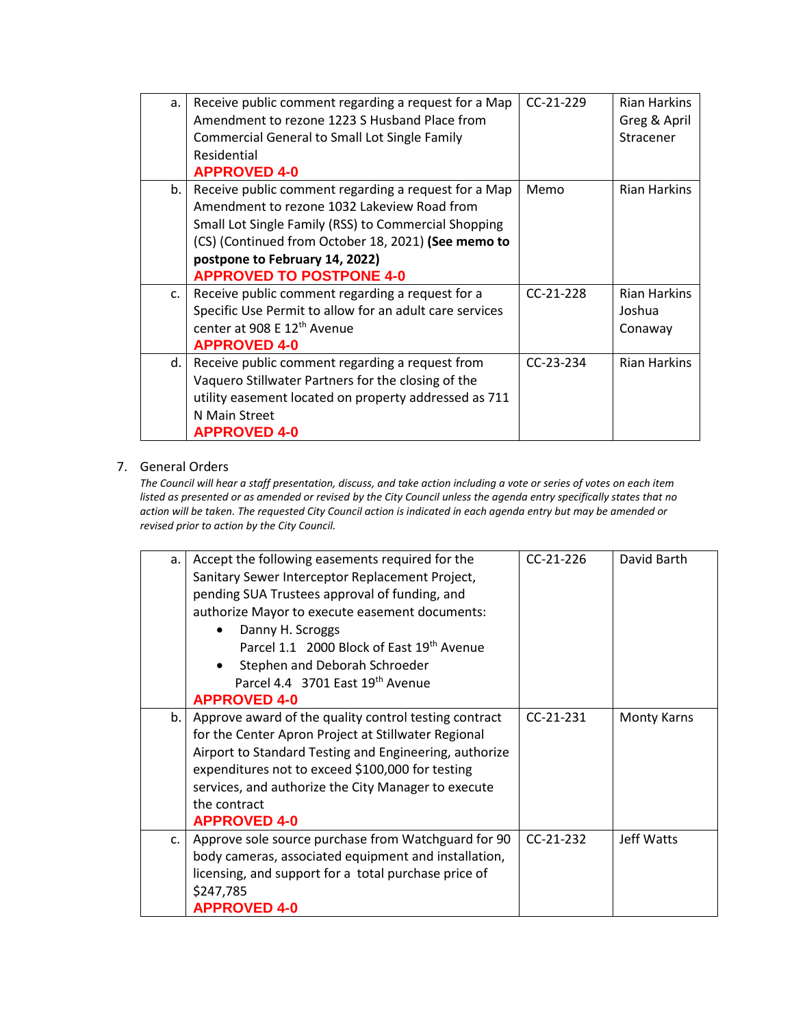| | | | |
|---|---|---|---|
| a. | Receive public comment regarding a request for a Map Amendment to rezone 1223 S Husband Place from Commercial General to Small Lot Single Family Residential<br>**APPROVED 4-0** | CC-21-229 | Rian Harkins<br>Greg & April Stracener |
| b. | Receive public comment regarding a request for a Map Amendment to rezone 1032 Lakeview Road from Small Lot Single Family (RSS) to Commercial Shopping (CS) (Continued from October 18, 2021) **(See memo to postpone to February 14, 2022)**<br>**APPROVED TO POSTPONE 4-0** | Memo | Rian Harkins |
| c. | Receive public comment regarding a request for a Specific Use Permit to allow for an adult care services center at 908 E 12th Avenue<br>**APPROVED 4-0** | CC-21-228 | Rian Harkins<br>Joshua Conaway |
| d. | Receive public comment regarding a request from Vaquero Stillwater Partners for the closing of the utility easement located on property addressed as 711 N Main Street<br>**APPROVED 4-0** | CC-23-234 | Rian Harkins |

7. General Orders

*The Council will hear a staff presentation, discuss, and take action including a vote or series of votes on each item listed as presented or as amended or revised by the City Council unless the agenda entry specifically states that no action will be taken. The requested City Council action is indicated in each agenda entry but may be amended or revised prior to action by the City Council.*

| | | | |
|---|---|---|---|
| a. | Accept the following easements required for the Sanitary Sewer Interceptor Replacement Project, pending SUA Trustees approval of funding, and authorize Mayor to execute easement documents:<br>• Danny H. Scroggs<br>Parcel 1.1 2000 Block of East 19th Avenue<br>• Stephen and Deborah Schroeder<br>Parcel 4.4 3701 East 19th Avenue<br>**APPROVED 4-0** | CC-21-226 | David Barth |
| b. | Approve award of the quality control testing contract for the Center Apron Project at Stillwater Regional Airport to Standard Testing and Engineering, authorize expenditures not to exceed $100,000 for testing services, and authorize the City Manager to execute the contract<br>**APPROVED 4-0** | CC-21-231 | Monty Karns |
| c. | Approve sole source purchase from Watchguard for 90 body cameras, associated equipment and installation, licensing, and support for a total purchase price of $247,785<br>**APPROVED 4-0** | CC-21-232 | Jeff Watts |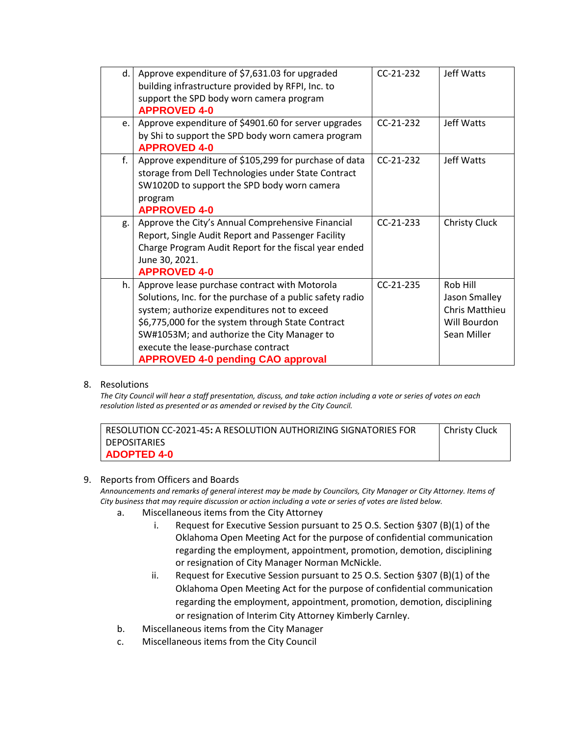| | | | |
|---|---|---|---|
| d. | Approve expenditure of $7,631.03 for upgraded building infrastructure provided by RFPI, Inc. to support the SPD body worn camera program **APPROVED 4-0** | CC-21-232 | Jeff Watts |
| e. | Approve expenditure of $4901.60 for server upgrades by Shi to support the SPD body worn camera program **APPROVED 4-0** | CC-21-232 | Jeff Watts |
| f. | Approve expenditure of $105,299 for purchase of data storage from Dell Technologies under State Contract SW1020D to support the SPD body worn camera program **APPROVED 4-0** | CC-21-232 | Jeff Watts |
| g. | Approve the City's Annual Comprehensive Financial Report, Single Audit Report and Passenger Facility Charge Program Audit Report for the fiscal year ended June 30, 2021. **APPROVED 4-0** | CC-21-233 | Christy Cluck |
| h. | Approve lease purchase contract with Motorola Solutions, Inc. for the purchase of a public safety radio system; authorize expenditures not to exceed $6,775,000 for the system through State Contract SW#1053M; and authorize the City Manager to execute the lease-purchase contract **APPROVED 4-0 pending CAO approval** | CC-21-235 | Rob Hill<br>Jason Smalley<br>Chris Matthieu<br>Will Bourdon<br>Sean Miller |

8. Resolutions

*The City Council will hear a staff presentation, discuss, and take action including a vote or series of votes on each resolution listed as presented or as amended or revised by the City Council.*

| | |
|---|---|
| RESOLUTION CC-2021-45**:** A RESOLUTION AUTHORIZING SIGNATORIES FOR DEPOSITARIES **ADOPTED 4-0** | Christy Cluck |

9. Reports from Officers and Boards

*Announcements and remarks of general interest may be made by Councilors, City Manager or City Attorney. Items of City business that may require discussion or action including a vote or series of votes are listed below.*

a. Miscellaneous items from the City Attorney

   i. Request for Executive Session pursuant to 25 O.S. Section §307 (B)(1) of the Oklahoma Open Meeting Act for the purpose of confidential communication regarding the employment, appointment, promotion, demotion, disciplining or resignation of City Manager Norman McNickle.

   ii. Request for Executive Session pursuant to 25 O.S. Section §307 (B)(1) of the Oklahoma Open Meeting Act for the purpose of confidential communication regarding the employment, appointment, promotion, demotion, disciplining or resignation of Interim City Attorney Kimberly Carnley.

b. Miscellaneous items from the City Manager

c. Miscellaneous items from the City Council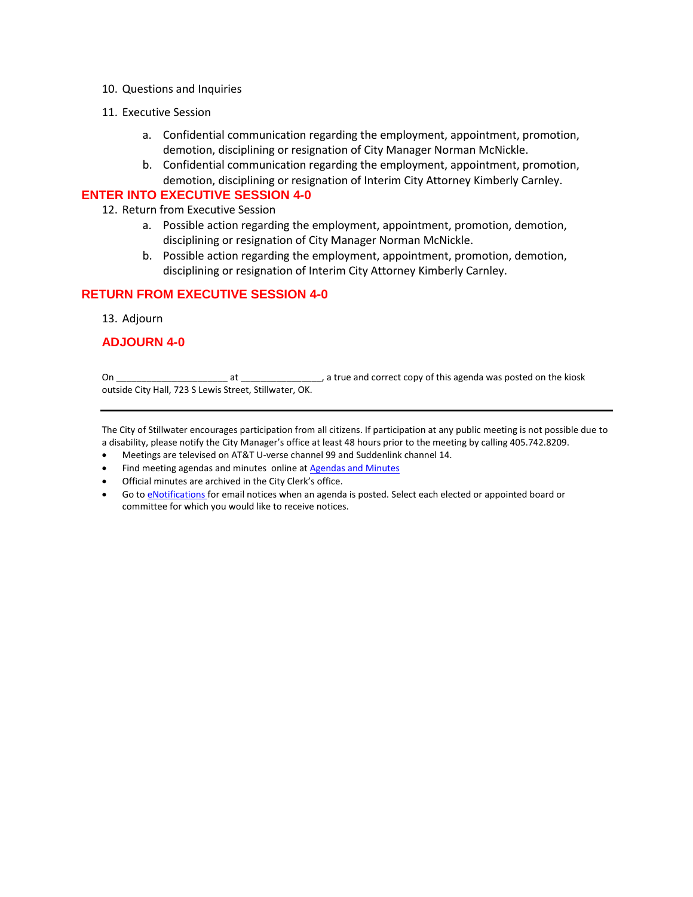10. Questions and Inquiries

11. Executive Session

    a. Confidential communication regarding the employment, appointment, promotion, demotion, disciplining or resignation of City Manager Norman McNickle.

    b. Confidential communication regarding the employment, appointment, promotion, demotion, disciplining or resignation of Interim City Attorney Kimberly Carnley.

**ENTER INTO EXECUTIVE SESSION 4-0**

12. Return from Executive Session

    a. Possible action regarding the employment, appointment, promotion, demotion, disciplining or resignation of City Manager Norman McNickle.

    b. Possible action regarding the employment, appointment, promotion, demotion, disciplining or resignation of Interim City Attorney Kimberly Carnley.

**RETURN FROM EXECUTIVE SESSION 4-0**

13. Adjourn

**ADJOURN 4-0**

On ______________________ at ________________, a true and correct copy of this agenda was posted on the kiosk outside City Hall, 723 S Lewis Street, Stillwater, OK.

---

The City of Stillwater encourages participation from all citizens. If participation at any public meeting is not possible due to a disability, please notify the City Manager's office at least 48 hours prior to the meeting by calling 405.742.8209.

- Meetings are televised on AT&T U-verse channel 99 and Suddenlink channel 14.
- Find meeting agendas and minutes online at Agendas and Minutes
- Official minutes are archived in the City Clerk's office.
- Go to eNotifications for email notices when an agenda is posted. Select each elected or appointed board or committee for which you would like to receive notices.